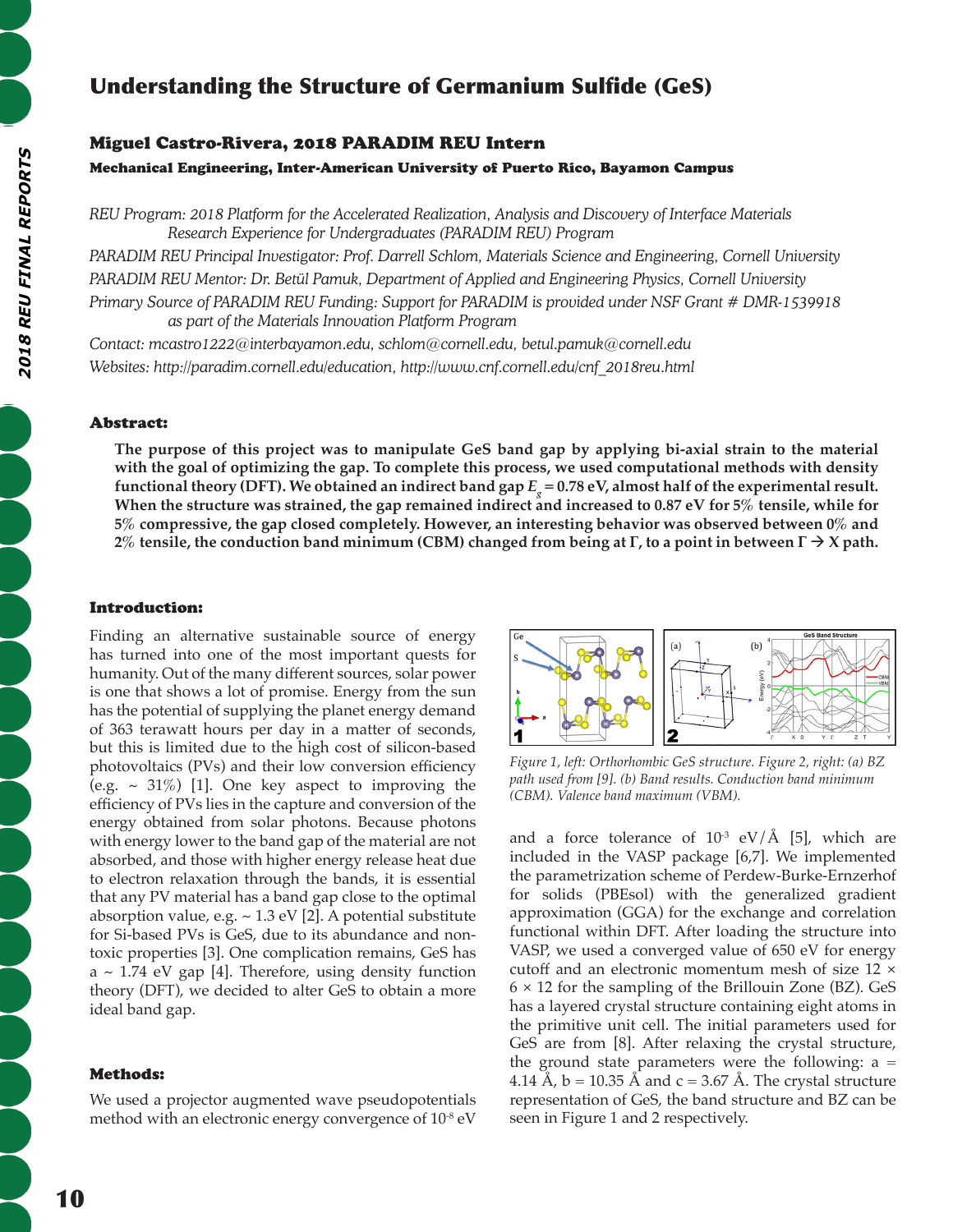# Understanding the Structure of Germanium Sulfide (GeS)

## Miguel Castro-Rivera, 2018 PARADIM REU Intern

**Mechanical Engineering, Inter-American University of Puerto Rico, Bayamon Campus**

*REU Program: 2018 Platform for the Accelerated Realization, Analysis and Discovery of Interface Materials Research Experience for Undergraduates (PARADIM REU) Program*

*PARADIM REU Principal Investigator: Prof. Darrell Schlom, Materials Science and Engineering, Cornell University*

*PARADIM REU Mentor: Dr. Betül Pamuk, Department of Applied and Engineering Physics, Cornell University*

*Primary Source of PARADIM REU Funding: Support for PARADIM is provided under NSF Grant # DMR-1539918 as part of the Materials Innovation Platform Program*

*Contact: mcastro1222@interbayamon.edu, schlom@cornell.edu, betul.pamuk@cornell.edu*

*Websites: http://paradim.cornell.edu/education, http://www.cnf.cornell.edu/cnf_2018reu.html*

### Abstract:

**The purpose of this project was to manipulate GeS band gap by applying bi-axial strain to the material with the goal of optimizing the gap. To complete this process, we used computational methods with density functional theory (DFT). We obtained an indirect band gap $E_g$ = 0.78 eV, almost half of the experimental result. When the structure was strained, the gap remained indirect and increased to 0.87 eV for 5% tensile, while for 5% compressive, the gap closed completely. However, an interesting behavior was observed between 0% and 2% tensile, the conduction band minimum (CBM) changed from being at Γ, to a point in between Γ → X path.**

### Introduction:

Finding an alternative sustainable source of energy has turned into one of the most important quests for humanity. Out of the many different sources, solar power is one that shows a lot of promise. Energy from the sun has the potential of supplying the planet energy demand of 363 terawatt hours per day in a matter of seconds, but this is limited due to the high cost of silicon-based photovoltaics (PVs) and their low conversion efficiency (e.g. ~ 31%) [1]. One key aspect to improving the efficiency of PVs lies in the capture and conversion of the energy obtained from solar photons. Because photons with energy lower to the band gap of the material are not absorbed, and those with higher energy release heat due to electron relaxation through the bands, it is essential that any PV material has a band gap close to the optimal absorption value, e.g. ~ 1.3 eV [2]. A potential substitute for Si-based PVs is GeS, due to its abundance and non-toxic properties [3]. One complication remains, GeS has a ~ 1.74 eV gap [4]. Therefore, using density function theory (DFT), we decided to alter GeS to obtain a more ideal band gap.

### Methods:

We used a projector augmented wave pseudopotentials method with an electronic energy convergence of $10^{-8}$ eV and a force tolerance of $10^{-3}$ eV/Å [5], which are included in the VASP package [6,7]. We implemented the parametrization scheme of Perdew-Burke-Ernzerhof for solids (PBEsol) with the generalized gradient approximation (GGA) for the exchange and correlation functional within DFT. After loading the structure into VASP, we used a converged value of 650 eV for energy cutoff and an electronic momentum mesh of size 12 × 6 × 12 for the sampling of the Brillouin Zone (BZ). GeS has a layered crystal structure containing eight atoms in the primitive unit cell. The initial parameters used for GeS are from [8]. After relaxing the crystal structure, the ground state parameters were the following: a = 4.14 Å, b = 10.35 Å and c = 3.67 Å. The crystal structure representation of GeS, the band structure and BZ can be seen in Figure 1 and 2 respectively.

*Figure 1, left: Orthorhombic GeS structure. Figure 2, right: (a) BZ path used from [9]. (b) Band results. Conduction band minimum (CBM). Valence band maximum (VBM).*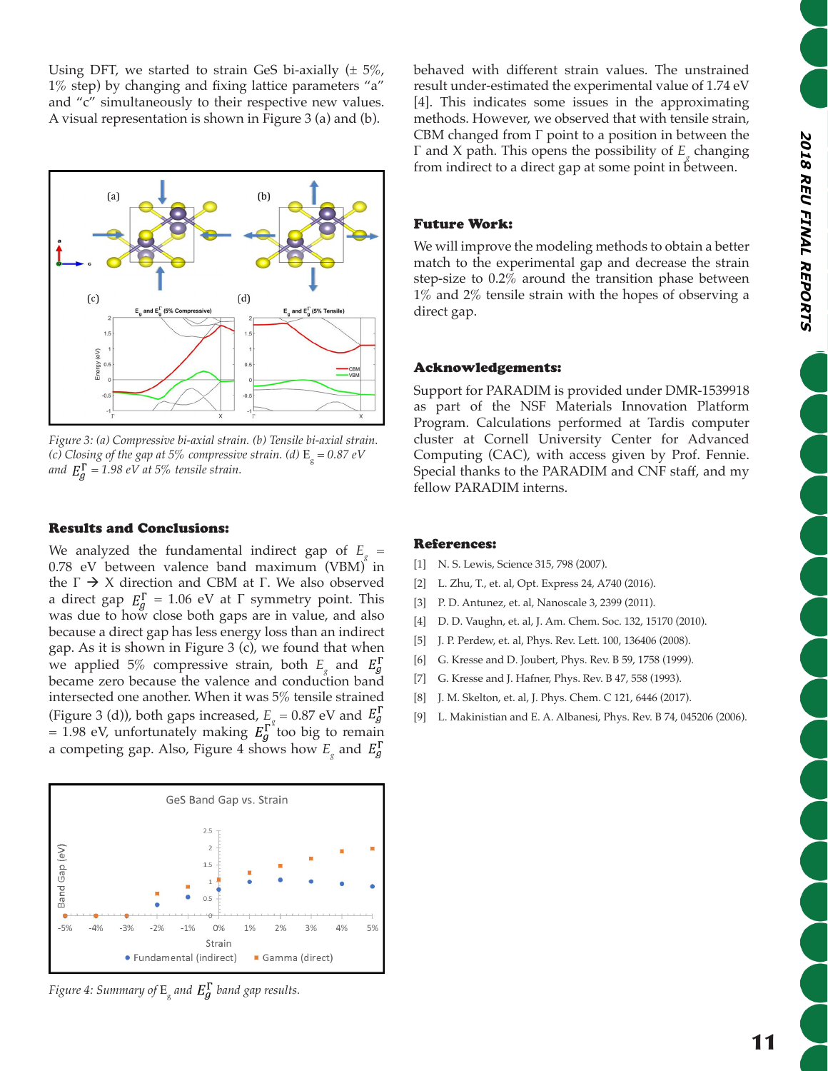Using DFT, we started to strain GeS bi-axially (± 5%, 1% step) by changing and fixing lattice parameters "a" and "c" simultaneously to their respective new values. A visual representation is shown in Figure 3 (a) and (b).

(a)
(b)
a
c
(c)
(d)
$E_g$ and $E_g^\Gamma$ (5% Compressive)
$E_g$ and $E_g^\Gamma$ (5% Tensile)
Energy (eV)
2
1.5
1
0.5
0
-0.5
-1
Γ
X
CBM
VBM

*Figure 3: (a) Compressive bi-axial strain. (b) Tensile bi-axial strain. (c) Closing of the gap at 5% compressive strain. (d) $E_g$ = 0.87 eV and $E_g^\Gamma$ = 1.98 eV at 5% tensile strain.*

### Results and Conclusions:

We analyzed the fundamental indirect gap of $E_g$ = 0.78 eV between valence band maximum (VBM) in the Γ → X direction and CBM at Γ. We also observed a direct gap $E_g^\Gamma$ = 1.06 eV at Γ symmetry point. This was due to how close both gaps are in value, and also because a direct gap has less energy loss than an indirect gap. As it is shown in Figure 3 (c), we found that when we applied 5% compressive strain, both $E_g$ and $E_g^\Gamma$ became zero because the valence and conduction band intersected one another. When it was 5% tensile strained (Figure 3 (d)), both gaps increased, $E_g$ = 0.87 eV and $E_g^\Gamma$ = 1.98 eV, unfortunately making $E_g^\Gamma$ too big to remain a competing gap. Also, Figure 4 shows how $E_g$ and $E_g^\Gamma$ behaved with different strain values. The unstrained result under-estimated the experimental value of 1.74 eV [4]. This indicates some issues in the approximating methods. However, we observed that with tensile strain, CBM changed from Γ point to a position in between the Γ and X path. This opens the possibility of $E_g$ changing from indirect to a direct gap at some point in between.

GeS Band Gap vs. Strain
Band Gap (eV)
2.5
2
1.5
1
0.5
0
-5%
-4%
-3%
-2%
-1%
0%
1%
2%
3%
4%
5%
Strain
● Fundamental (indirect) ■ Gamma (direct)

*Figure 4: Summary of $E_g$ and $E_g^\Gamma$ band gap results.*

### Future Work:

We will improve the modeling methods to obtain a better match to the experimental gap and decrease the strain step-size to 0.2% around the transition phase between 1% and 2% tensile strain with the hopes of observing a direct gap.

### Acknowledgements:

Support for PARADIM is provided under DMR-1539918 as part of the NSF Materials Innovation Platform Program. Calculations performed at Tardis computer cluster at Cornell University Center for Advanced Computing (CAC), with access given by Prof. Fennie. Special thanks to the PARADIM and CNF staff, and my fellow PARADIM interns.

### References:

[1] N. S. Lewis, Science 315, 798 (2007).

[2] L. Zhu, T., et. al, Opt. Express 24, A740 (2016).

[3] P. D. Antunez, et. al, Nanoscale 3, 2399 (2011).

[4] D. D. Vaughn, et. al, J. Am. Chem. Soc. 132, 15170 (2010).

[5] J. P. Perdew, et. al, Phys. Rev. Lett. 100, 136406 (2008).

[6] G. Kresse and D. Joubert, Phys. Rev. B 59, 1758 (1999).

[7] G. Kresse and J. Hafner, Phys. Rev. B 47, 558 (1993).

[8] J. M. Skelton, et. al, J. Phys. Chem. C 121, 6446 (2017).

[9] L. Makinistian and E. A. Albanesi, Phys. Rev. B 74, 045206 (2006).